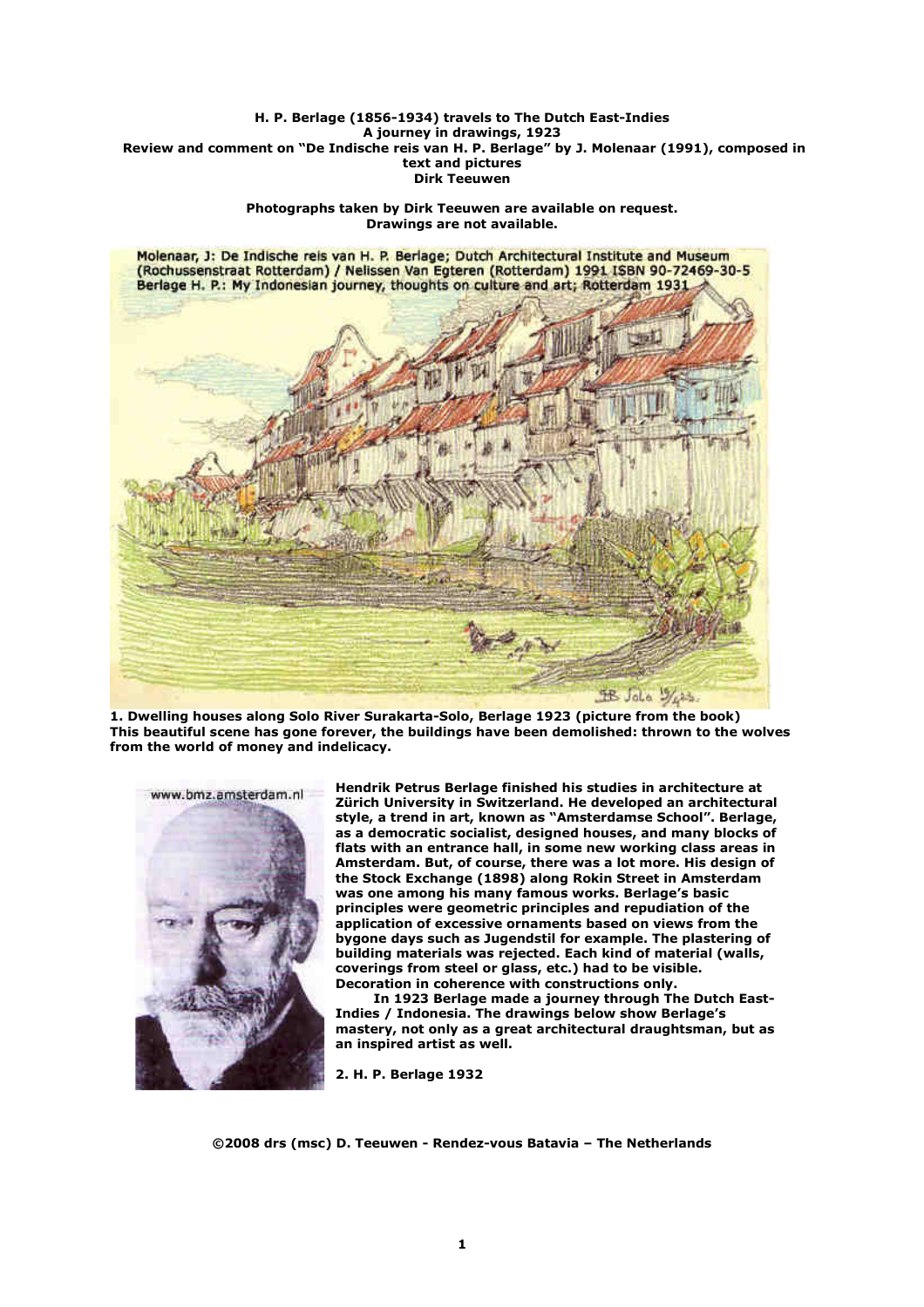**H. P. Berlage (1856-1934) travels to The Dutch East-Indies**
**A journey in drawings, 1923**
**Review and comment on "De Indische reis van H. P. Berlage" by J. Molenaar (1991), composed in text and pictures**
**Dirk Teeuwen**

**Photographs taken by Dirk Teeuwen are available on request.**
**Drawings are not available.**

Molenaar, J: De Indische reis van H. P. Berlage; Dutch Architectural Institute and Museum (Rochussenstraat Rotterdam) / Nelissen Van Egteren (Rotterdam) 1991 ISBN 90-72469-30-5
Berlage H. P.: My Indonesian journey, thoughts on culture and art; Rotterdam 1931

**1. Dwelling houses along Solo River Surakarta-Solo, Berlage 1923 (picture from the book)**
**This beautiful scene has gone forever, the buildings have been demolished: thrown to the wolves from the world of money and indelicacy.**

www.bmz.amsterdam.nl

**Hendrik Petrus Berlage finished his studies in architecture at Zürich University in Switzerland. He developed an architectural style, a trend in art, known as "Amsterdamse School". Berlage, as a democratic socialist, designed houses, and many blocks of flats with an entrance hall, in some new working class areas in Amsterdam. But, of course, there was a lot more. His design of the Stock Exchange (1898) along Rokin Street in Amsterdam was one among his many famous works. Berlage's basic principles were geometric principles and repudiation of the application of excessive ornaments based on views from the bygone days such as Jugendstil for example. The plastering of building materials was rejected. Each kind of material (walls, coverings from steel or glass, etc.) had to be visible. Decoration in coherence with constructions only.**

**In 1923 Berlage made a journey through The Dutch East-Indies / Indonesia. The drawings below show Berlage's mastery, not only as a great architectural draughtsman, but as an inspired artist as well.**

**2. H. P. Berlage 1932**

**©2008 drs (msc) D. Teeuwen - Rendez-vous Batavia – The Netherlands**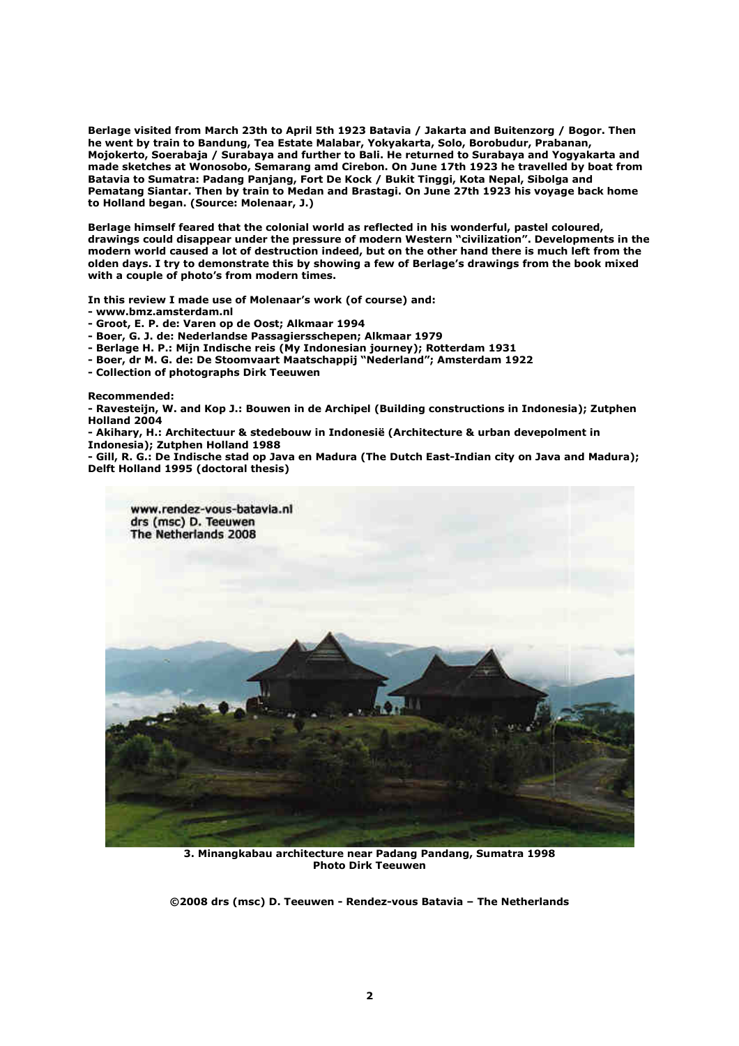**Berlage visited from March 23th to April 5th 1923 Batavia / Jakarta and Buitenzorg / Bogor. Then he went by train to Bandung, Tea Estate Malabar, Yokyakarta, Solo, Borobudur, Prabanan, Mojokerto, Soerabaja / Surabaya and further to Bali. He returned to Surabaya and Yogyakarta and made sketches at Wonosobo, Semarang amd Cirebon. On June 17th 1923 he travelled by boat from Batavia to Sumatra: Padang Panjang, Fort De Kock / Bukit Tinggi, Kota Nepal, Sibolga and Pematang Siantar. Then by train to Medan and Brastagi. On June 27th 1923 his voyage back home to Holland began. (Source: Molenaar, J.)**

**Berlage himself feared that the colonial world as reflected in his wonderful, pastel coloured, drawings could disappear under the pressure of modern Western "civilization". Developments in the modern world caused a lot of destruction indeed, but on the other hand there is much left from the olden days. I try to demonstrate this by showing a few of Berlage's drawings from the book mixed with a couple of photo's from modern times.**

**In this review I made use of Molenaar's work (of course) and:**
- **www.bmz.amsterdam.nl**
- **Groot, E. P. de: Varen op de Oost; Alkmaar 1994**
- **Boer, G. J. de: Nederlandse Passagiersschepen; Alkmaar 1979**
- **Berlage H. P.: Mijn Indische reis (My Indonesian journey); Rotterdam 1931**
- **Boer, dr M. G. de: De Stoomvaart Maatschappij "Nederland"; Amsterdam 1922**
- **Collection of photographs Dirk Teeuwen**

**Recommended:**
- **Ravesteijn, W. and Kop J.: Bouwen in de Archipel (Building constructions in Indonesia); Zutphen Holland 2004**
- **Akihary, H.: Architectuur & stedebouw in Indonesië (Architecture & urban devepolment in Indonesia); Zutphen Holland 1988**
- **Gill, R. G.: De Indische stad op Java en Madura (The Dutch East-Indian city on Java and Madura); Delft Holland 1995 (doctoral thesis)**

www.rendez-vous-batavia.nl
drs (msc) D. Teeuwen
The Netherlands 2008

**3. Minangkabau architecture near Padang Pandang, Sumatra 1998**
**Photo Dirk Teeuwen**

**©2008 drs (msc) D. Teeuwen - Rendez-vous Batavia – The Netherlands**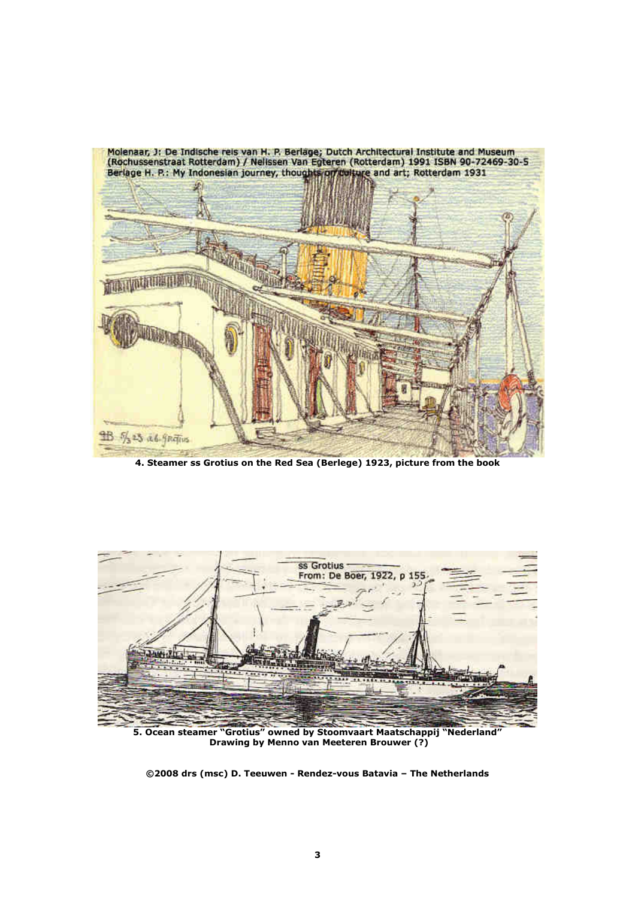Molenaar, J: De Indische reis van H. P. Berlage; Dutch Architectural Institute and Museum (Rochussenstraat Rotterdam) / Nelissen Van Egteren (Rotterdam) 1991 ISBN 90-72469-30-5
Berlage H. P.: My Indonesian journey, thoughts on culture and art; Rotterdam 1931

**4. Steamer ss Grotius on the Red Sea (Berlege) 1923, picture from the book**

ss Grotius
From: De Boer, 1922, p 155

**5. Ocean steamer "Grotius" owned by Stoomvaart Maatschappij "Nederland"**
**Drawing by Menno van Meeteren Brouwer (?)**

**©2008 drs (msc) D. Teeuwen - Rendez-vous Batavia – The Netherlands**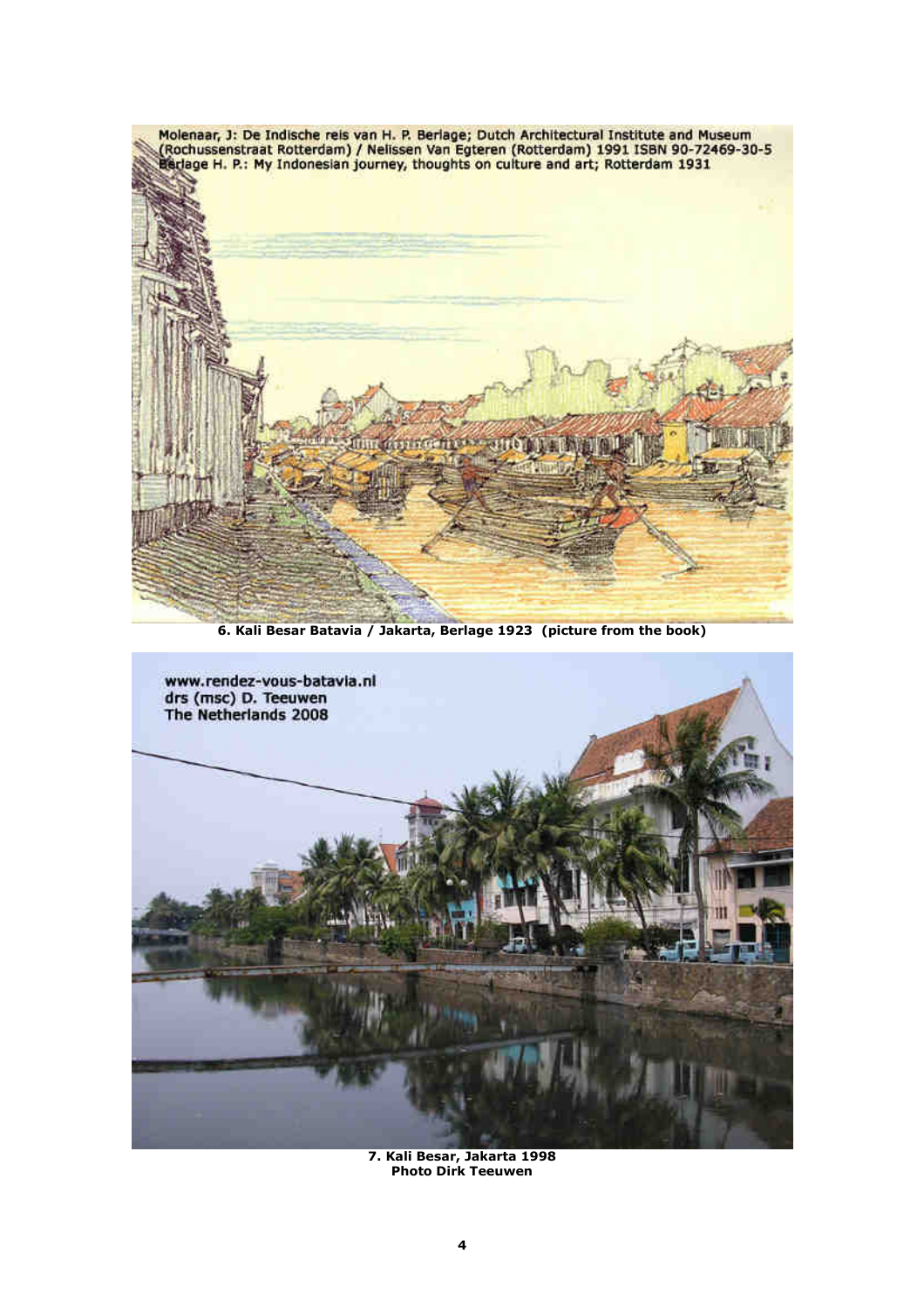Molenaar, J: De Indische reis van H. P. Berlage; Dutch Architectural Institute and Museum (Rochussenstraat Rotterdam) / Nelissen Van Egteren (Rotterdam) 1991 ISBN 90-72469-30-5
Berlage H. P.: My Indonesian journey, thoughts on culture and art; Rotterdam 1931

**6. Kali Besar Batavia / Jakarta, Berlage 1923 (picture from the book)**

www.rendez-vous-batavia.nl
drs (msc) D. Teeuwen
The Netherlands 2008

**7. Kali Besar, Jakarta 1998**
**Photo Dirk Teeuwen**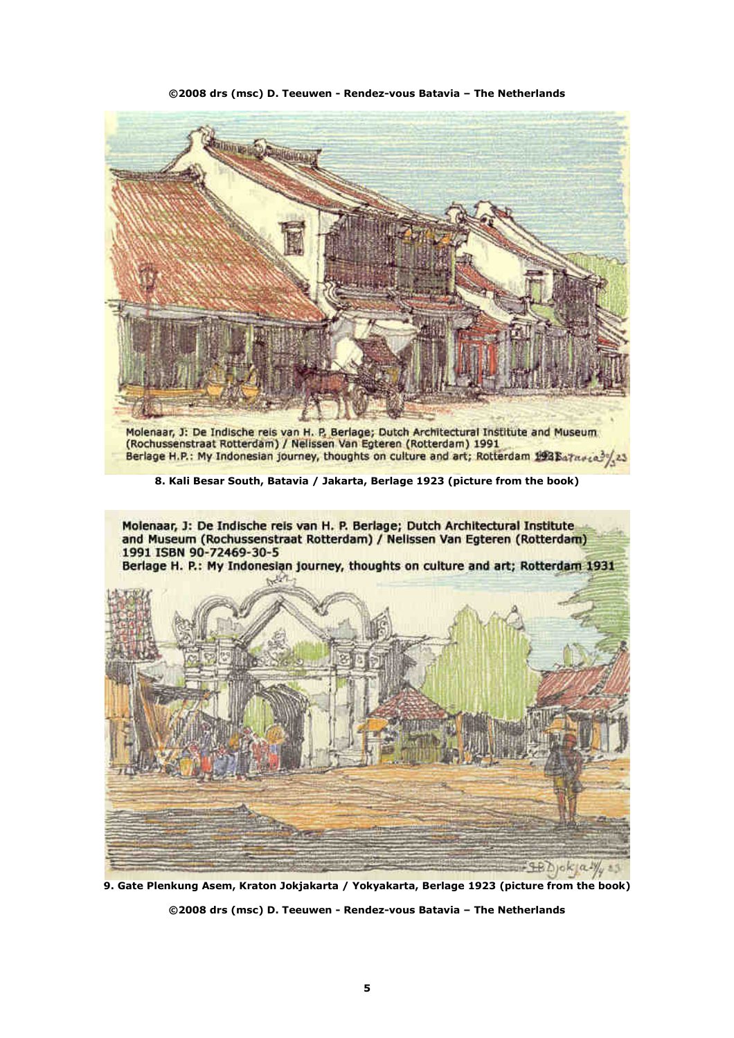Molenaar, J: De Indische reis van H. P. Berlage; Dutch Architectural Institute and Museum (Rochussenstraat Rotterdam) / Nelissen Van Egteren (Rotterdam) 1991
Berlage H.P.: My Indonesian journey, thoughts on culture and art; Rotterdam 1931

**8. Kali Besar South, Batavia / Jakarta, Berlage 1923 (picture from the book)**

Molenaar, J: De Indische reis van H. P. Berlage; Dutch Architectural Institute and Museum (Rochussenstraat Rotterdam) / Nelissen Van Egteren (Rotterdam) 1991 ISBN 90-72469-30-5
Berlage H. P.: My Indonesian journey, thoughts on culture and art; Rotterdam 1931

**9. Gate Plenkung Asem, Kraton Jokjakarta / Yokyakarta, Berlage 1923 (picture from the book)**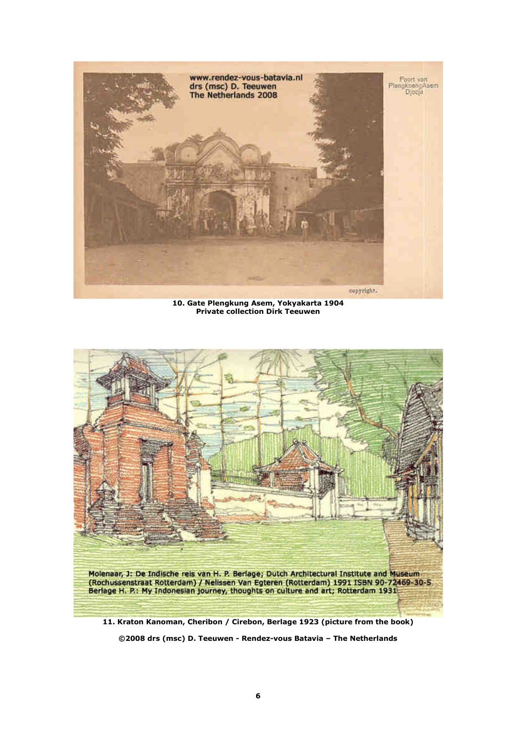10. Gate Plengkung Asem, Yokyakarta 1904
Private collection Dirk Teeuwen

Molenaar, J: De Indische reis van H. P. Berlage; Dutch Architectural Institute and Museum (Rochussenstraat Rotterdam) / Nelissen Van Egteren (Rotterdam) 1991 ISBN 90-72469-30-5
Berlage H. P.: My Indonesian journey, thoughts on culture and art; Rotterdam 1931

11. Kraton Kanoman, Cheribon / Cirebon, Berlage 1923 (picture from the book)

©2008 drs (msc) D. Teeuwen - Rendez-vous Batavia – The Netherlands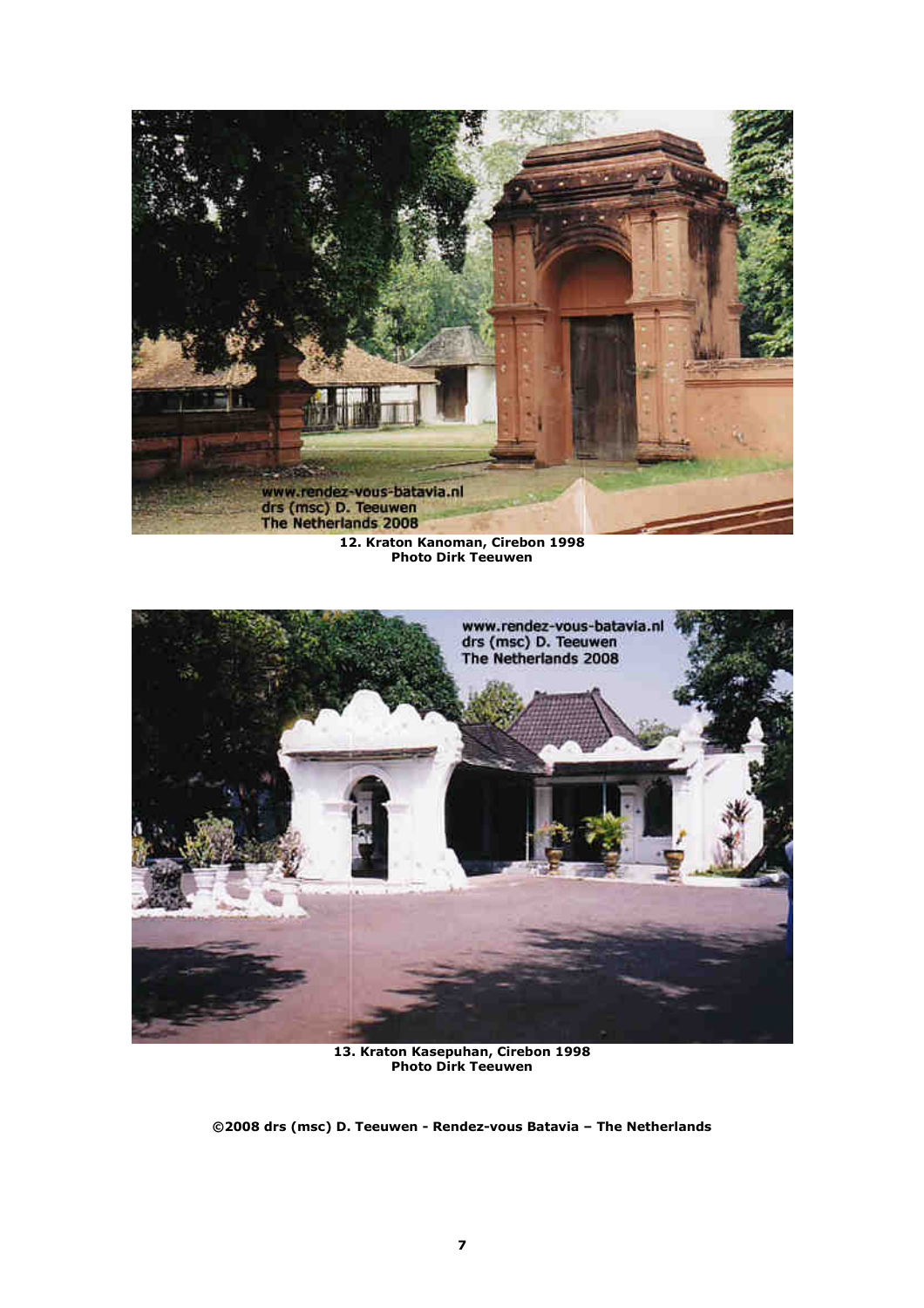**12. Kraton Kanoman, Cirebon 1998**
**Photo Dirk Teeuwen**

**13. Kraton Kasepuhan, Cirebon 1998**
**Photo Dirk Teeuwen**

**©2008 drs (msc) D. Teeuwen - Rendez-vous Batavia – The Netherlands**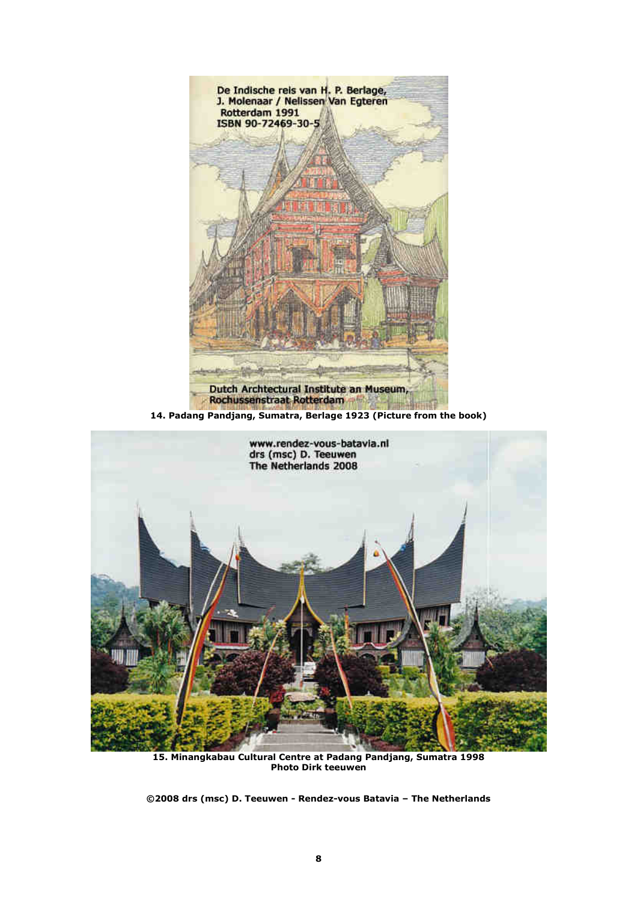De Indische reis van H. P. Berlage,
J. Molenaar / Nelissen Van Egteren
Rotterdam 1991
ISBN 90-72469-30-5

Dutch Archtectural Institute an Museum,
Rochussenstraat Rotterdam

**14. Padang Pandjang, Sumatra, Berlage 1923 (Picture from the book)**

www.rendez-vous-batavia.nl
drs (msc) D. Teeuwen
The Netherlands 2008

**15. Minangkabau Cultural Centre at Padang Pandjang, Sumatra 1998**
**Photo Dirk teeuwen**

**©2008 drs (msc) D. Teeuwen - Rendez-vous Batavia – The Netherlands**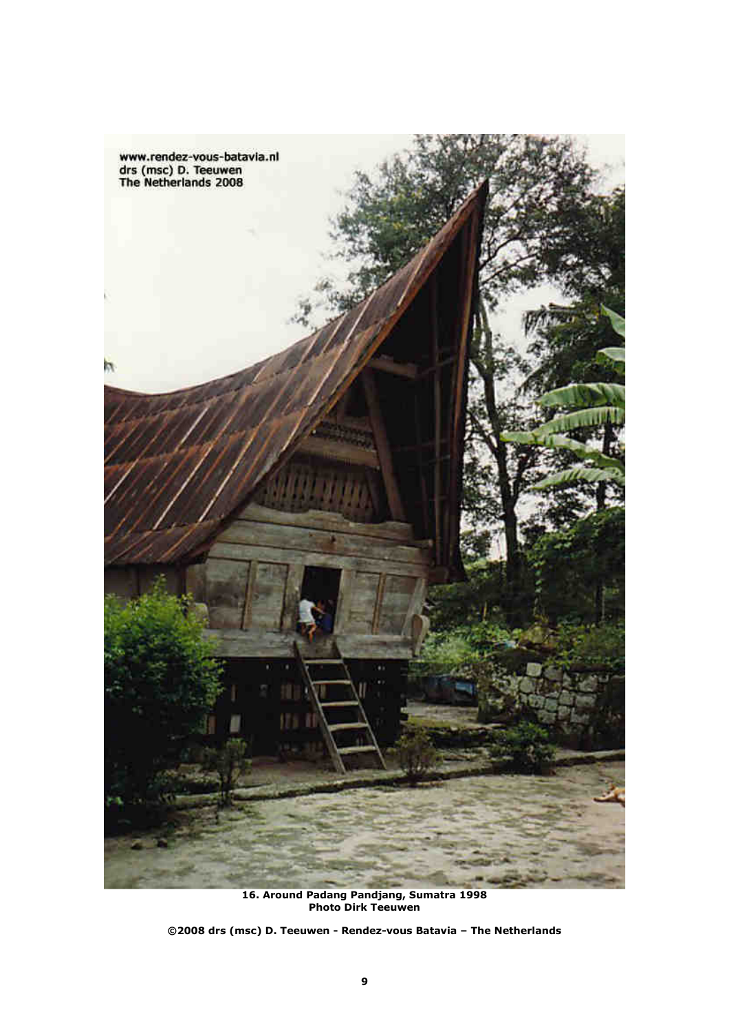**16. Around Padang Pandjang, Sumatra 1998**
**Photo Dirk Teeuwen**

**©2008 drs (msc) D. Teeuwen - Rendez-vous Batavia – The Netherlands**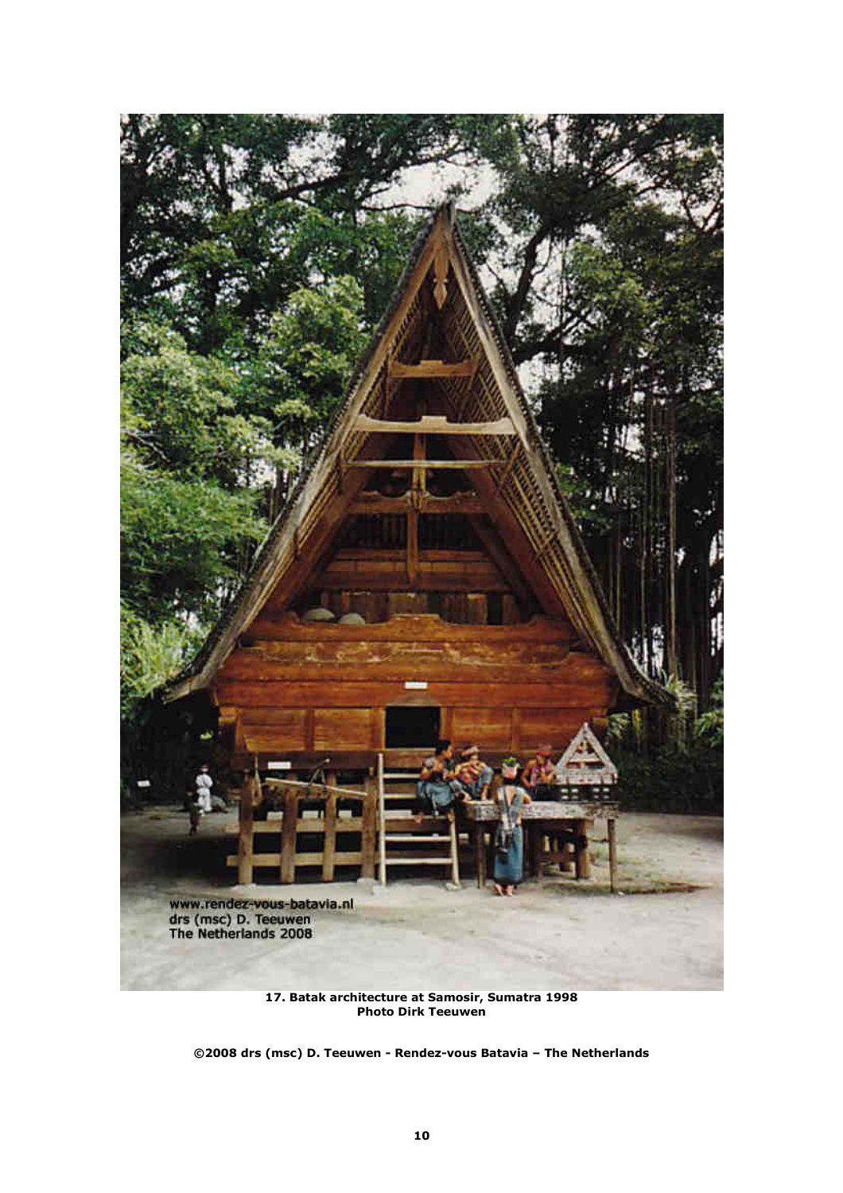**17. Batak architecture at Samosir, Sumatra 1998**
**Photo Dirk Teeuwen**

**©2008 drs (msc) D. Teeuwen - Rendez-vous Batavia – The Netherlands**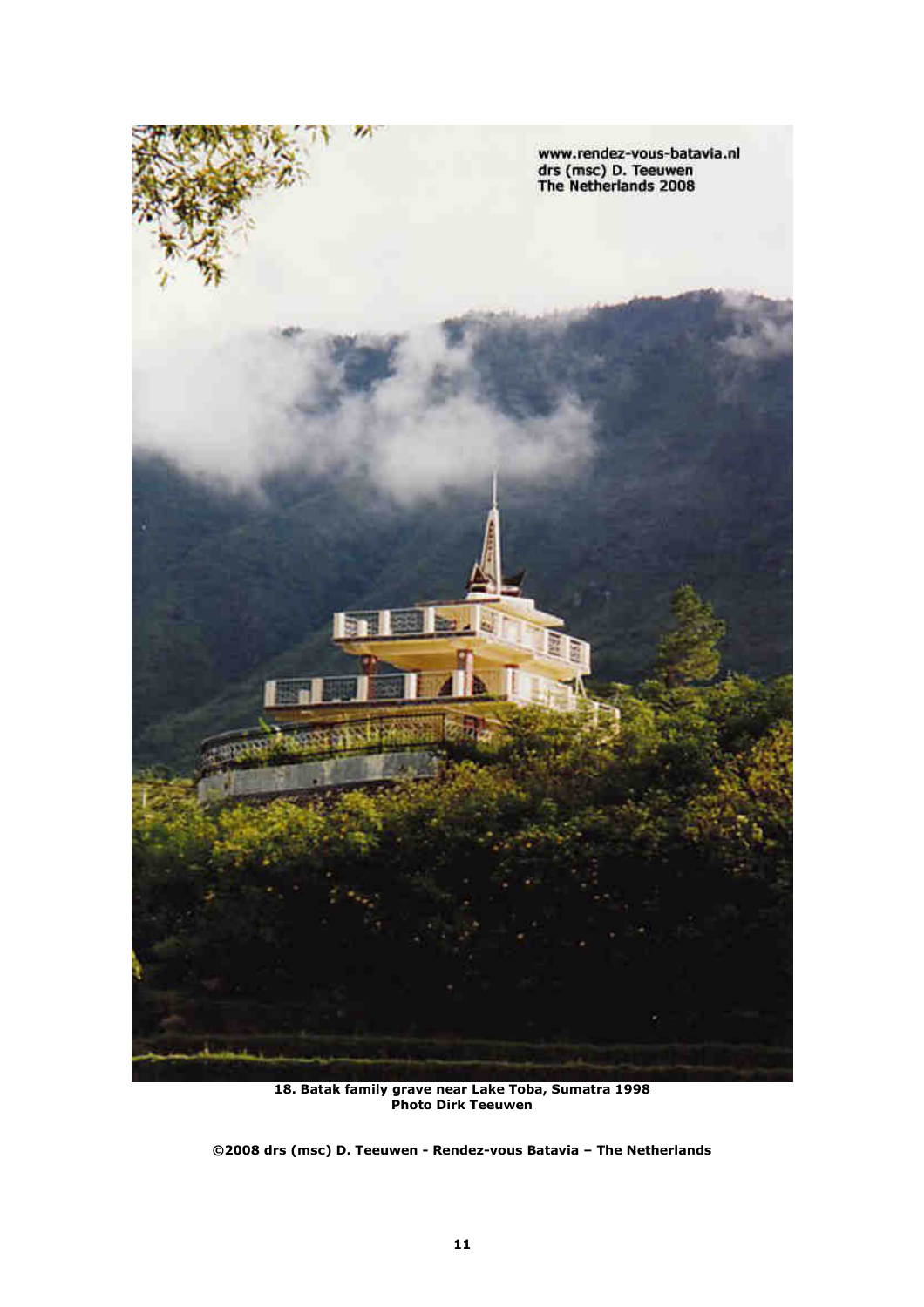**18. Batak family grave near Lake Toba, Sumatra 1998**
**Photo Dirk Teeuwen**

**©2008 drs (msc) D. Teeuwen - Rendez-vous Batavia – The Netherlands**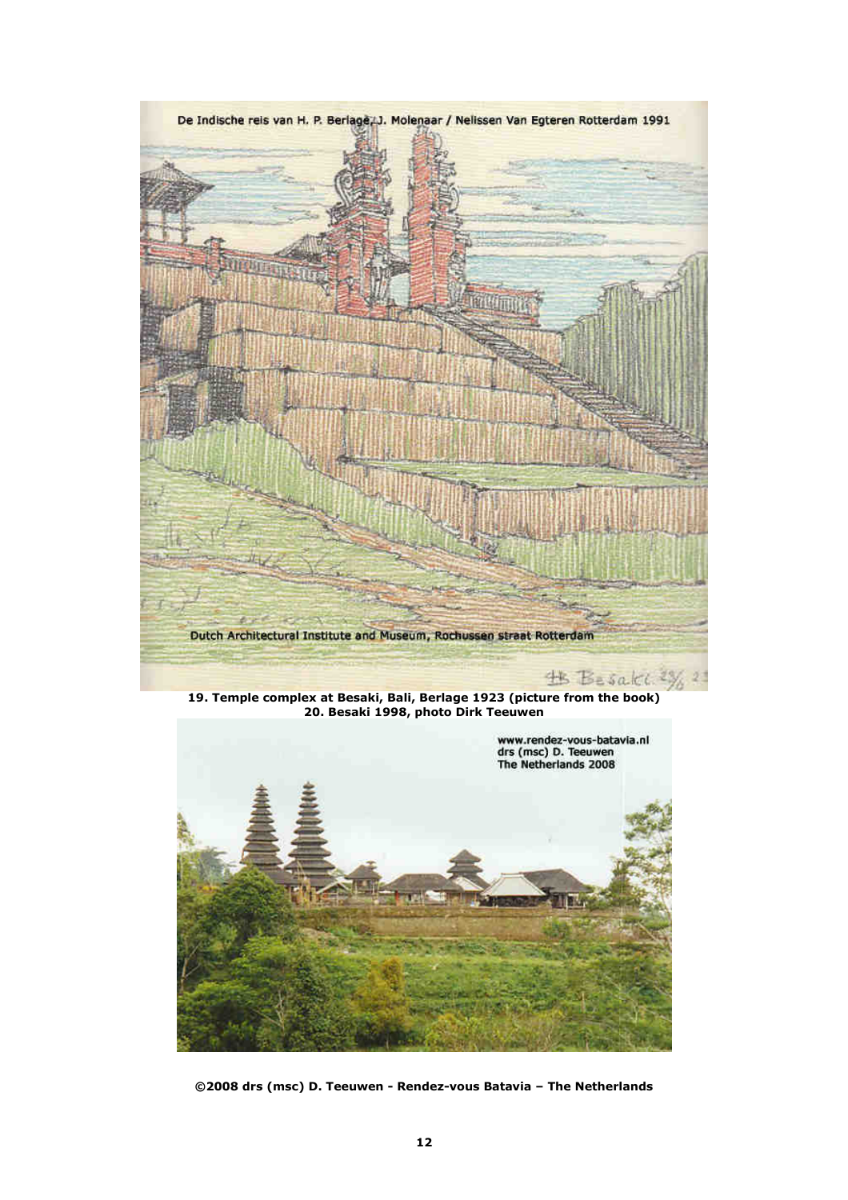**19. Temple complex at Besaki, Bali, Berlage 1923 (picture from the book)**
**20. Besaki 1998, photo Dirk Teeuwen**

**©2008 drs (msc) D. Teeuwen - Rendez-vous Batavia – The Netherlands**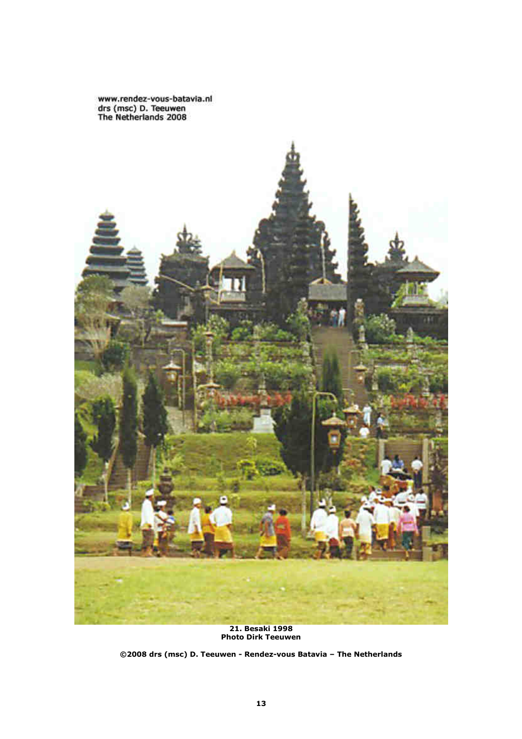www.rendez-vous-batavia.nl
drs (msc) D. Teeuwen
The Netherlands 2008

**21. Besaki 1998**
**Photo Dirk Teeuwen**

**©2008 drs (msc) D. Teeuwen - Rendez-vous Batavia – The Netherlands**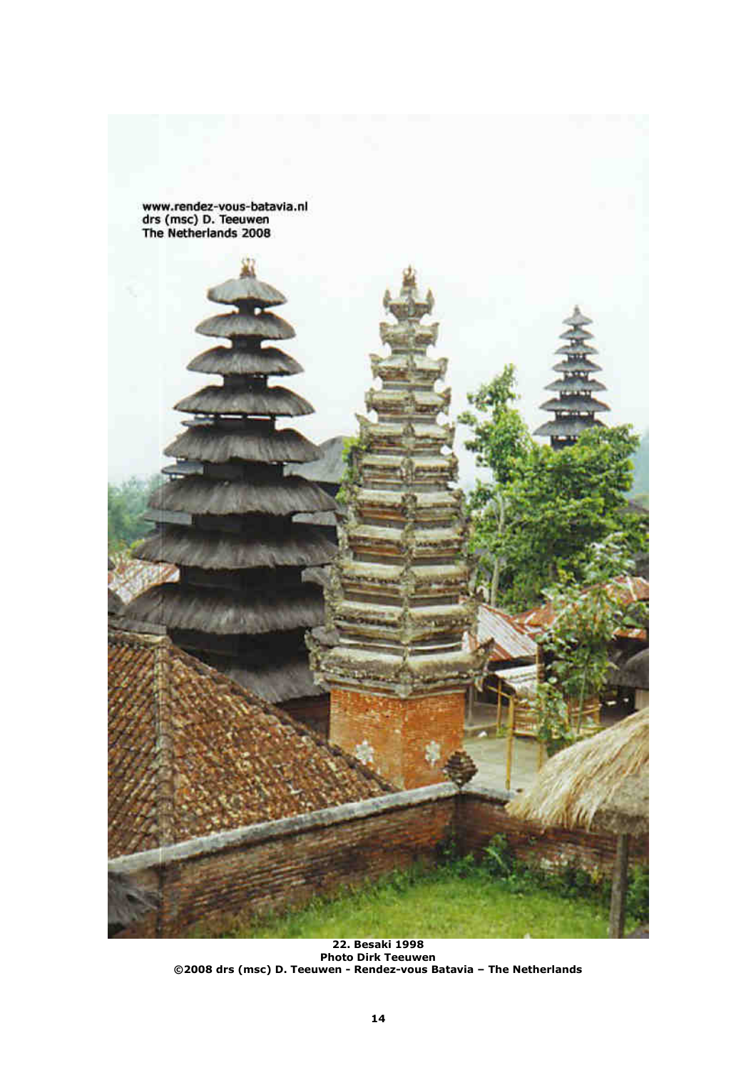www.rendez-vous-batavia.nl
drs (msc) D. Teeuwen
The Netherlands 2008

**22. Besaki 1998**
**Photo Dirk Teeuwen**
**©2008 drs (msc) D. Teeuwen - Rendez-vous Batavia – The Netherlands**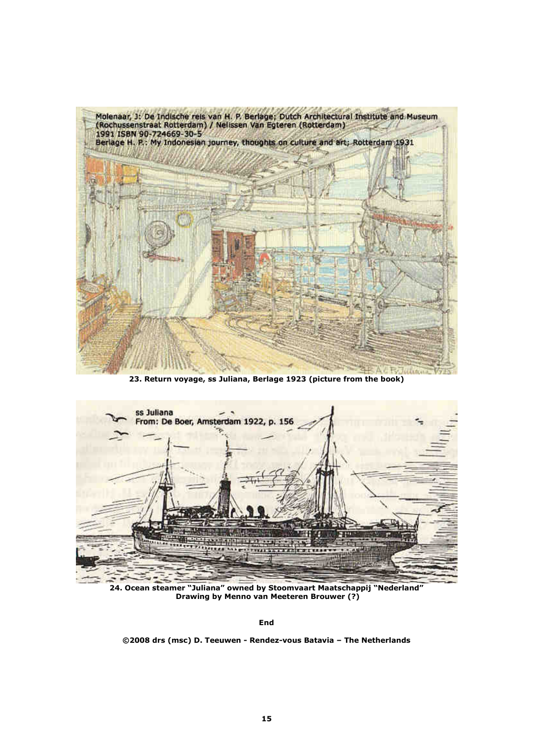Molenaar, J: De Indische reis van H. P. Berlage; Dutch Architectural Institute and Museum (Rochussenstraat Rotterdam) / Nelissen Van Egteren (Rotterdam) 1991 ISBN 90-724669-30-5
Berlage H. P.: My Indonesian journey, thoughts on culture and art; Rotterdam 1931

**23. Return voyage, ss Juliana, Berlage 1923 (picture from the book)**

ss Juliana
From: De Boer, Amsterdam 1922, p. 156

**24. Ocean steamer "Juliana" owned by Stoomvaart Maatschappij "Nederland"**
**Drawing by Menno van Meeteren Brouwer (?)**

**End**

**©2008 drs (msc) D. Teeuwen - Rendez-vous Batavia – The Netherlands**